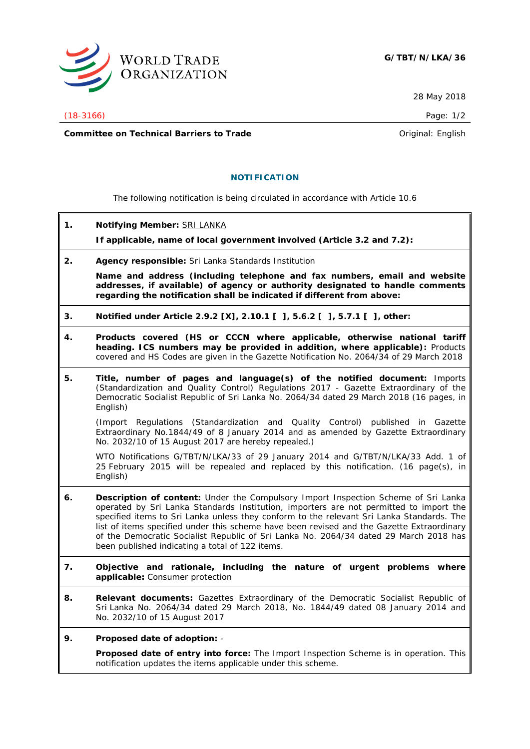WORLD TRADE ORGANIZATION

**G/TBT/N/LKA/36**

28 May 2018

(18-3166)

**Committee on Technical Barriers to Trade** Original: English

## NOTIFICATION

The following notification is being circulated in accordance with Article 10.6

**1. Notifying Member:** SRI LANKA

**If applicable, name of local government involved (Article 3.2 and 7.2):**

**2. Agency responsible:** Sri Lanka Standards Institution

**Name and address (including telephone and fax numbers, email and website addresses, if available) of agency or authority designated to handle comments regarding the notification shall be indicated if different from above:**

**3. Notified under Article 2.9.2 [X], 2.10.1 [ ], 5.6.2 [ ], 5.7.1 [ ], other:**

**4. Products covered (HS or CCCN where applicable, otherwise national tariff heading. ICS numbers may be provided in addition, where applicable):** Products covered and HS Codes are given in the Gazette Notification No. 2064/34 of 29 March 2018

**5. Title, number of pages and language(s) of the notified document:** Imports (Standardization and Quality Control) Regulations 2017 - Gazette Extraordinary of the Democratic Socialist Republic of Sri Lanka No. 2064/34 dated 29 March 2018 (16 pages, in English)

(Import Regulations (Standardization and Quality Control) published in Gazette Extraordinary No.1844/49 of 8 January 2014 and as amended by Gazette Extraordinary No. 2032/10 of 15 August 2017 are hereby repealed.)

WTO Notifications G/TBT/N/LKA/33 of 29 January 2014 and G/TBT/N/LKA/33 Add. 1 of 25 February 2015 will be repealed and replaced by this notification. (16 page(s), in English)

**6. Description of content:** Under the Compulsory Import Inspection Scheme of Sri Lanka operated by Sri Lanka Standards Institution, importers are not permitted to import the specified items to Sri Lanka unless they conform to the relevant Sri Lanka Standards. The list of items specified under this scheme have been revised and the Gazette Extraordinary of the Democratic Socialist Republic of Sri Lanka No. 2064/34 dated 29 March 2018 has been published indicating a total of 122 items.

**7. Objective and rationale, including the nature of urgent problems where applicable:** Consumer protection

**8. Relevant documents:** Gazettes Extraordinary of the Democratic Socialist Republic of Sri Lanka No. 2064/34 dated 29 March 2018, No. 1844/49 dated 08 January 2014 and No. 2032/10 of 15 August 2017

**9. Proposed date of adoption:** -

**Proposed date of entry into force:** The Import Inspection Scheme is in operation. This notification updates the items applicable under this scheme.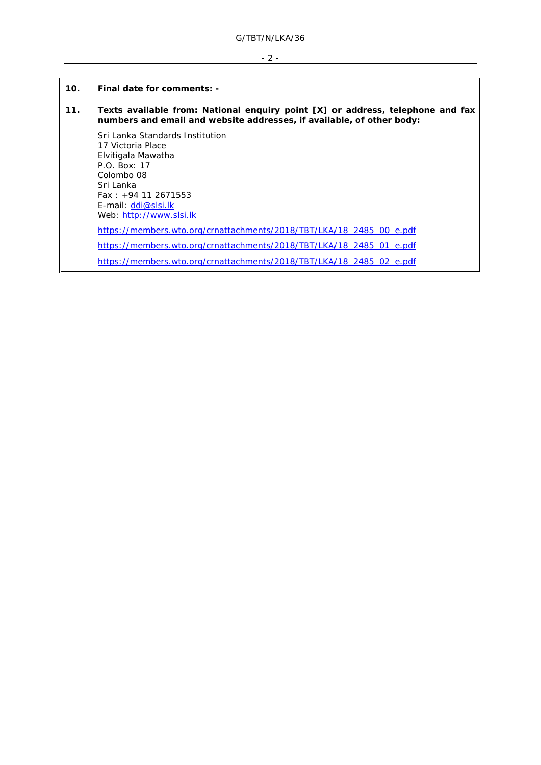**10. Final date for comments: -**

**11. Texts available from: National enquiry point [X] or address, telephone and fax numbers and email and website addresses, if available, of other body:**

Sri Lanka Standards Institution
17 Victoria Place
Elvitigala Mawatha
P.O. Box: 17
Colombo 08
Sri Lanka
Fax : +94 11 2671553
E-mail: ddi@slsi.lk
Web: http://www.slsi.lk

https://members.wto.org/crnattachments/2018/TBT/LKA/18_2485_00_e.pdf

https://members.wto.org/crnattachments/2018/TBT/LKA/18_2485_01_e.pdf

https://members.wto.org/crnattachments/2018/TBT/LKA/18_2485_02_e.pdf